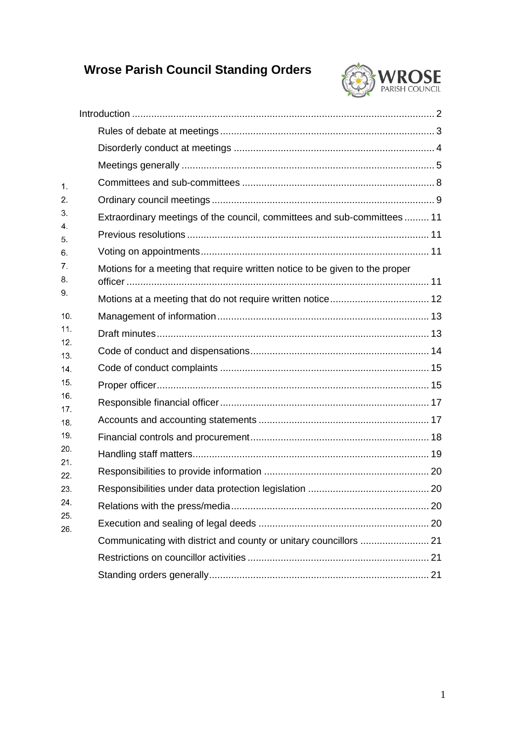# Wrose Parish Council Standing Orders

Introduction ........................................................................................................ 2

1. Rules of debate at meetings ........................................................................ 3
2. Disorderly conduct at meetings ................................................................... 4
3. Meetings generally ...................................................................................... 5
4. Committees and sub-committees ................................................................ 8
5. Ordinary council meetings ........................................................................... 9
6. Extraordinary meetings of the council, committees and sub-committees ......... 11
7. Previous resolutions .................................................................................. 11
8. Voting on appointments ............................................................................. 11
9. Motions for a meeting that require written notice to be given to the proper officer ........................................................................................................ 11
10. Motions at a meeting that do not require written notice ................................ 12
11. Management of information ...................................................................... 13
12. Draft minutes ............................................................................................ 13
13. Code of conduct and dispensations ........................................................... 14
14. Code of conduct complaints ...................................................................... 15
15. Proper officer ............................................................................................. 15
16. Responsible financial officer ...................................................................... 17
17. Accounts and accounting statements ........................................................ 17
18. Financial controls and procurement ........................................................... 18
19. Handling staff matters ................................................................................ 19
20. Responsibilities to provide information ....................................................... 20
21. Responsibilities under data protection legislation ........................................ 20
22. Relations with the press/media ................................................................... 20
23. Execution and sealing of legal deeds ......................................................... 20
24. Communicating with district and county or unitary councillors ..................... 21
25. Restrictions on councillor activities ............................................................ 21
26. Standing orders generally ........................................................................... 21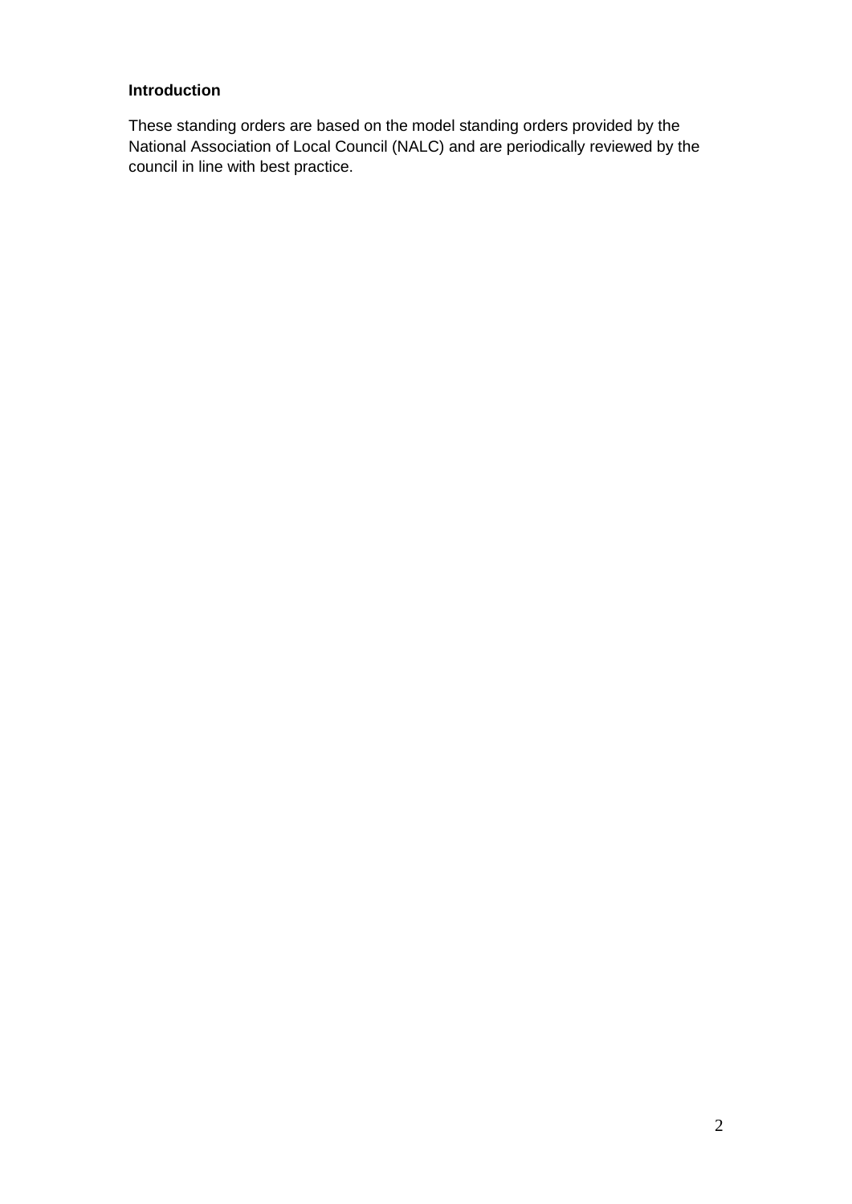**Introduction**

These standing orders are based on the model standing orders provided by the National Association of Local Council (NALC) and are periodically reviewed by the council in line with best practice.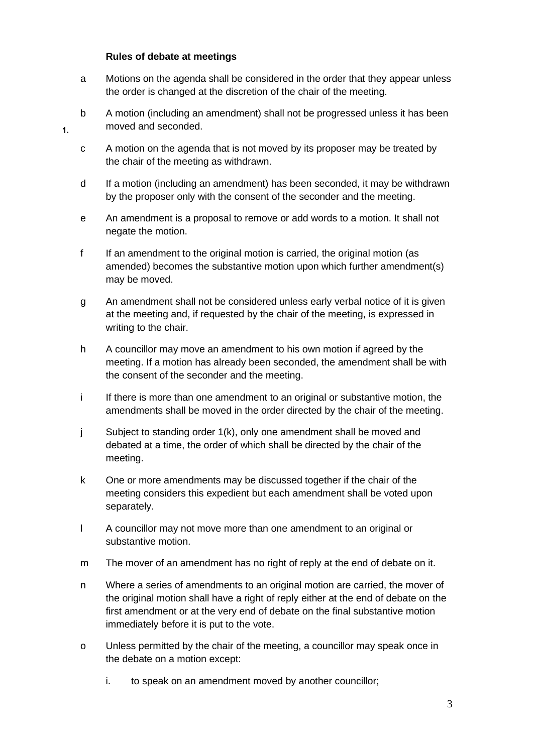1. **Rules of debate at meetings**

   a Motions on the agenda shall be considered in the order that they appear unless the order is changed at the discretion of the chair of the meeting.

   b A motion (including an amendment) shall not be progressed unless it has been moved and seconded.

   c A motion on the agenda that is not moved by its proposer may be treated by the chair of the meeting as withdrawn.

   d If a motion (including an amendment) has been seconded, it may be withdrawn by the proposer only with the consent of the seconder and the meeting.

   e An amendment is a proposal to remove or add words to a motion. It shall not negate the motion.

   f If an amendment to the original motion is carried, the original motion (as amended) becomes the substantive motion upon which further amendment(s) may be moved.

   g An amendment shall not be considered unless early verbal notice of it is given at the meeting and, if requested by the chair of the meeting, is expressed in writing to the chair.

   h A councillor may move an amendment to his own motion if agreed by the meeting. If a motion has already been seconded, the amendment shall be with the consent of the seconder and the meeting.

   i If there is more than one amendment to an original or substantive motion, the amendments shall be moved in the order directed by the chair of the meeting.

   j Subject to standing order 1(k), only one amendment shall be moved and debated at a time, the order of which shall be directed by the chair of the meeting.

   k One or more amendments may be discussed together if the chair of the meeting considers this expedient but each amendment shall be voted upon separately.

   l A councillor may not move more than one amendment to an original or substantive motion.

   m The mover of an amendment has no right of reply at the end of debate on it.

   n Where a series of amendments to an original motion are carried, the mover of the original motion shall have a right of reply either at the end of debate on the first amendment or at the very end of debate on the final substantive motion immediately before it is put to the vote.

   o Unless permitted by the chair of the meeting, a councillor may speak once in the debate on a motion except:

      i. to speak on an amendment moved by another councillor;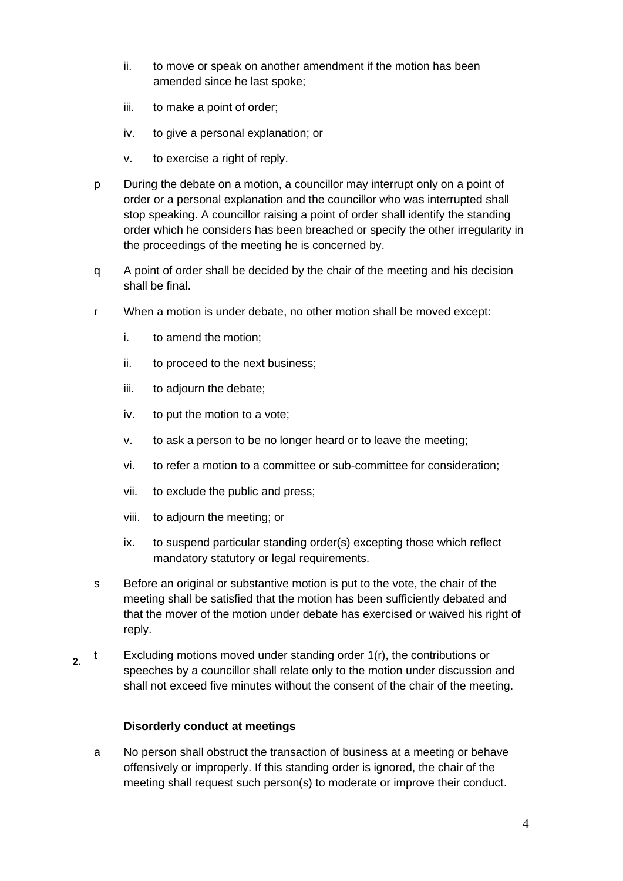ii. to move or speak on another amendment if the motion has been amended since he last spoke;

iii. to make a point of order;

iv. to give a personal explanation; or

v. to exercise a right of reply.

p During the debate on a motion, a councillor may interrupt only on a point of order or a personal explanation and the councillor who was interrupted shall stop speaking. A councillor raising a point of order shall identify the standing order which he considers has been breached or specify the other irregularity in the proceedings of the meeting he is concerned by.

q A point of order shall be decided by the chair of the meeting and his decision shall be final.

r When a motion is under debate, no other motion shall be moved except:

i. to amend the motion;

ii. to proceed to the next business;

iii. to adjourn the debate;

iv. to put the motion to a vote;

v. to ask a person to be no longer heard or to leave the meeting;

vi. to refer a motion to a committee or sub-committee for consideration;

vii. to exclude the public and press;

viii. to adjourn the meeting; or

ix. to suspend particular standing order(s) excepting those which reflect mandatory statutory or legal requirements.

s Before an original or substantive motion is put to the vote, the chair of the meeting shall be satisfied that the motion has been sufficiently debated and that the mover of the motion under debate has exercised or waived his right of reply.

t Excluding motions moved under standing order 1(r), the contributions or speeches by a councillor shall relate only to the motion under discussion and shall not exceed five minutes without the consent of the chair of the meeting.

## 2. Disorderly conduct at meetings

a No person shall obstruct the transaction of business at a meeting or behave offensively or improperly. If this standing order is ignored, the chair of the meeting shall request such person(s) to moderate or improve their conduct.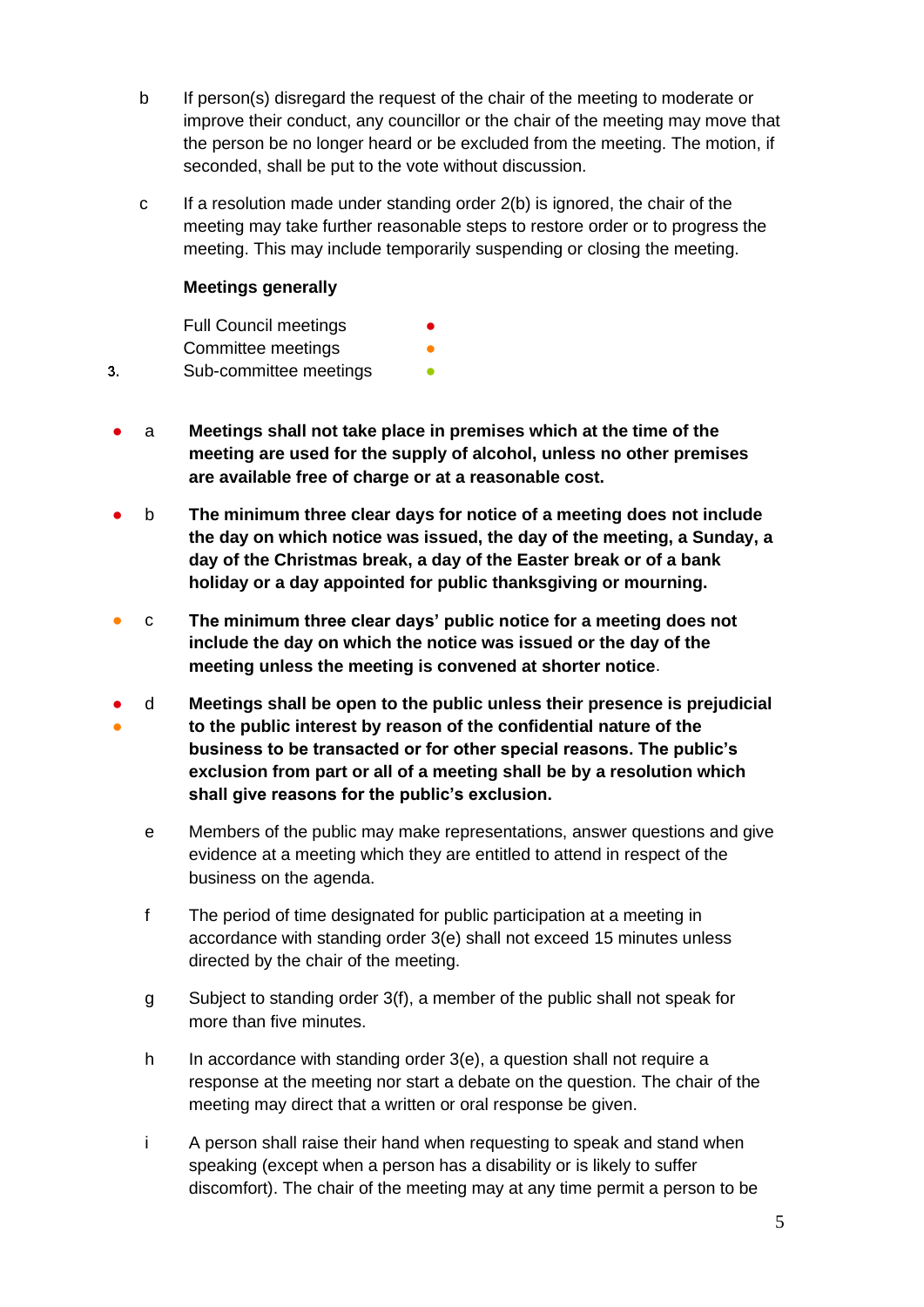b If person(s) disregard the request of the chair of the meeting to moderate or improve their conduct, any councillor or the chair of the meeting may move that the person be no longer heard or be excluded from the meeting. The motion, if seconded, shall be put to the vote without discussion.

c If a resolution made under standing order 2(b) is ignored, the chair of the meeting may take further reasonable steps to restore order or to progress the meeting. This may include temporarily suspending or closing the meeting.

## 3. Meetings generally

Full Council meetings ● (red)
Committee meetings ● (orange)
Sub-committee meetings ● (green)

● a **Meetings shall not take place in premises which at the time of the meeting are used for the supply of alcohol, unless no other premises are available free of charge or at a reasonable cost.**

● b **The minimum three clear days for notice of a meeting does not include the day on which notice was issued, the day of the meeting, a Sunday, a day of the Christmas break, a day of the Easter break or of a bank holiday or a day appointed for public thanksgiving or mourning.**

● c **The minimum three clear days' public notice for a meeting does not include the day on which the notice was issued or the day of the meeting unless the meeting is convened at shorter notice**.

● ● d **Meetings shall be open to the public unless their presence is prejudicial to the public interest by reason of the confidential nature of the business to be transacted or for other special reasons. The public's exclusion from part or all of a meeting shall be by a resolution which shall give reasons for the public's exclusion.**

e Members of the public may make representations, answer questions and give evidence at a meeting which they are entitled to attend in respect of the business on the agenda.

f The period of time designated for public participation at a meeting in accordance with standing order 3(e) shall not exceed 15 minutes unless directed by the chair of the meeting.

g Subject to standing order 3(f), a member of the public shall not speak for more than five minutes.

h In accordance with standing order 3(e), a question shall not require a response at the meeting nor start a debate on the question. The chair of the meeting may direct that a written or oral response be given.

i A person shall raise their hand when requesting to speak and stand when speaking (except when a person has a disability or is likely to suffer discomfort). The chair of the meeting may at any time permit a person to be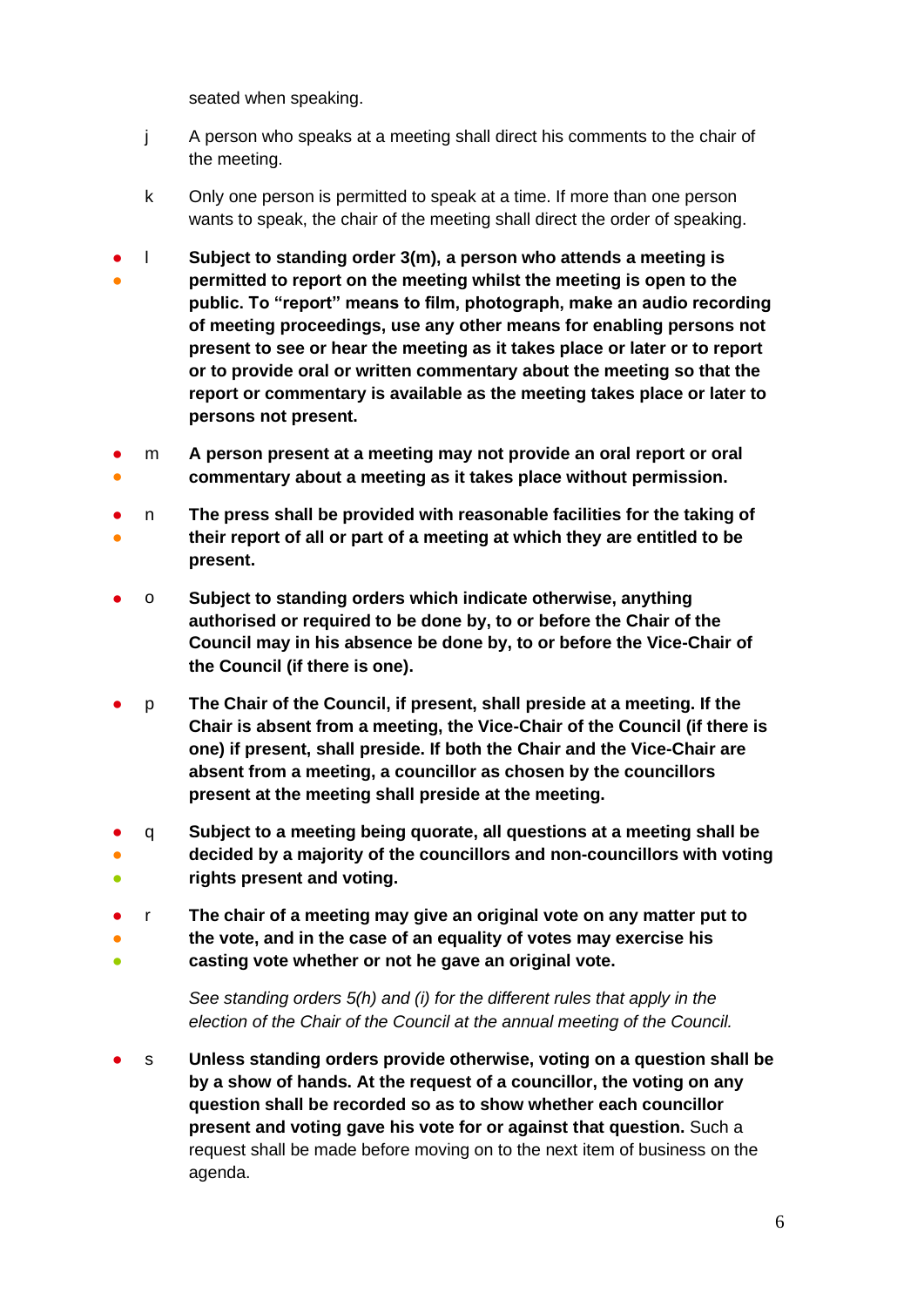seated when speaking.

j A person who speaks at a meeting shall direct his comments to the chair of the meeting.

k Only one person is permitted to speak at a time. If more than one person wants to speak, the chair of the meeting shall direct the order of speaking.

● ● l **Subject to standing order 3(m), a person who attends a meeting is permitted to report on the meeting whilst the meeting is open to the public. To "report" means to film, photograph, make an audio recording of meeting proceedings, use any other means for enabling persons not present to see or hear the meeting as it takes place or later or to report or to provide oral or written commentary about the meeting so that the report or commentary is available as the meeting takes place or later to persons not present.**

● ● m **A person present at a meeting may not provide an oral report or oral commentary about a meeting as it takes place without permission.**

● ● n **The press shall be provided with reasonable facilities for the taking of their report of all or part of a meeting at which they are entitled to be present.**

● o **Subject to standing orders which indicate otherwise, anything authorised or required to be done by, to or before the Chair of the Council may in his absence be done by, to or before the Vice-Chair of the Council (if there is one).**

● p **The Chair of the Council, if present, shall preside at a meeting. If the Chair is absent from a meeting, the Vice-Chair of the Council (if there is one) if present, shall preside. If both the Chair and the Vice-Chair are absent from a meeting, a councillor as chosen by the councillors present at the meeting shall preside at the meeting.**

● ● ● q **Subject to a meeting being quorate, all questions at a meeting shall be decided by a majority of the councillors and non-councillors with voting rights present and voting.**

● ● ● r **The chair of a meeting may give an original vote on any matter put to the vote, and in the case of an equality of votes may exercise his casting vote whether or not he gave an original vote.**

*See standing orders 5(h) and (i) for the different rules that apply in the election of the Chair of the Council at the annual meeting of the Council.*

● s **Unless standing orders provide otherwise, voting on a question shall be by a show of hands. At the request of a councillor, the voting on any question shall be recorded so as to show whether each councillor present and voting gave his vote for or against that question.** Such a request shall be made before moving on to the next item of business on the agenda.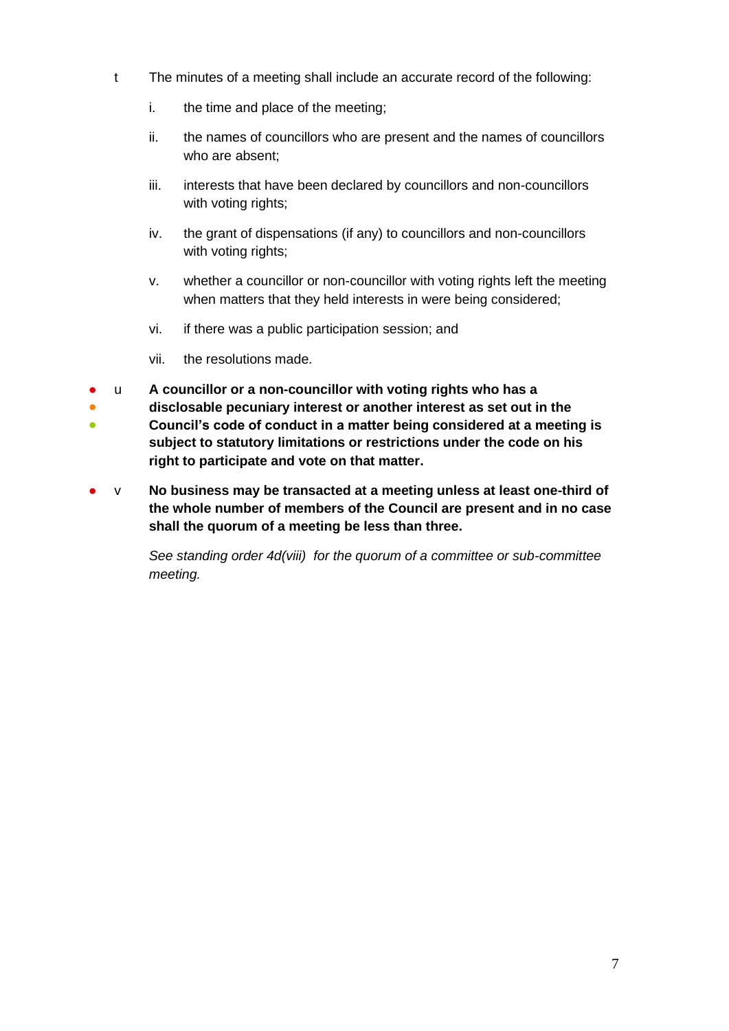t The minutes of a meeting shall include an accurate record of the following:

   i. the time and place of the meeting;

   ii. the names of councillors who are present and the names of councillors who are absent;

   iii. interests that have been declared by councillors and non-councillors with voting rights;

   iv. the grant of dispensations (if any) to councillors and non-councillors with voting rights;

   v. whether a councillor or non-councillor with voting rights left the meeting when matters that they held interests in were being considered;

   vi. if there was a public participation session; and

   vii. the resolutions made.

● ● ● u **A councillor or a non-councillor with voting rights who has a disclosable pecuniary interest or another interest as set out in the Council's code of conduct in a matter being considered at a meeting is subject to statutory limitations or restrictions under the code on his right to participate and vote on that matter.**

● v **No business may be transacted at a meeting unless at least one-third of the whole number of members of the Council are present and in no case shall the quorum of a meeting be less than three.**

*See standing order 4d(viii) for the quorum of a committee or sub-committee meeting.*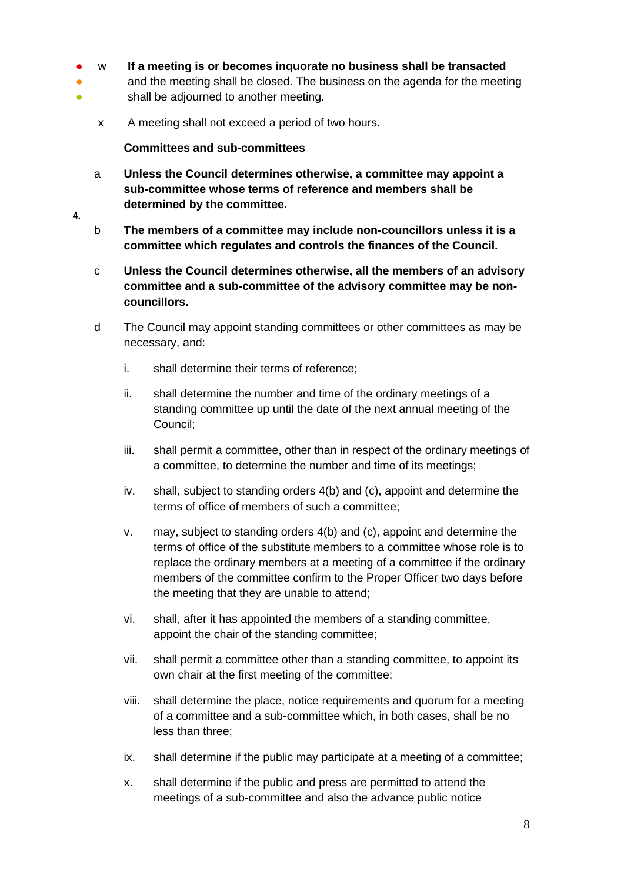w **If a meeting is or becomes inquorate no business shall be transacted** and the meeting shall be closed. The business on the agenda for the meeting shall be adjourned to another meeting.

x A meeting shall not exceed a period of two hours.

4. **Committees and sub-committees**

a **Unless the Council determines otherwise, a committee may appoint a sub-committee whose terms of reference and members shall be determined by the committee.**

b **The members of a committee may include non-councillors unless it is a committee which regulates and controls the finances of the Council.**

c **Unless the Council determines otherwise, all the members of an advisory committee and a sub-committee of the advisory committee may be non-councillors.**

d The Council may appoint standing committees or other committees as may be necessary, and:

i. shall determine their terms of reference;

ii. shall determine the number and time of the ordinary meetings of a standing committee up until the date of the next annual meeting of the Council;

iii. shall permit a committee, other than in respect of the ordinary meetings of a committee, to determine the number and time of its meetings;

iv. shall, subject to standing orders 4(b) and (c), appoint and determine the terms of office of members of such a committee;

v. may, subject to standing orders 4(b) and (c), appoint and determine the terms of office of the substitute members to a committee whose role is to replace the ordinary members at a meeting of a committee if the ordinary members of the committee confirm to the Proper Officer two days before the meeting that they are unable to attend;

vi. shall, after it has appointed the members of a standing committee, appoint the chair of the standing committee;

vii. shall permit a committee other than a standing committee, to appoint its own chair at the first meeting of the committee;

viii. shall determine the place, notice requirements and quorum for a meeting of a committee and a sub-committee which, in both cases, shall be no less than three;

ix. shall determine if the public may participate at a meeting of a committee;

x. shall determine if the public and press are permitted to attend the meetings of a sub-committee and also the advance public notice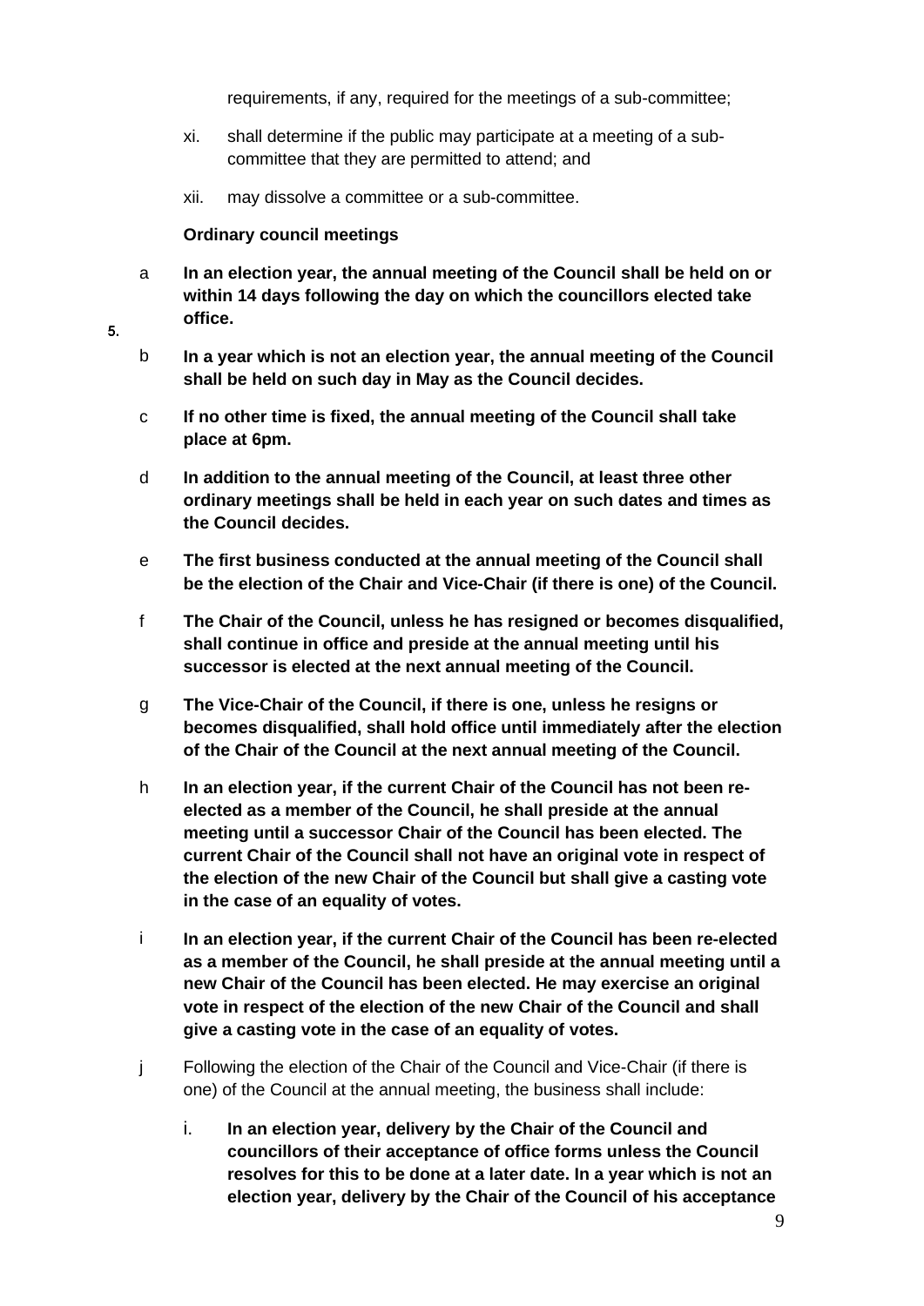requirements, if any, required for the meetings of a sub-committee;

xi. shall determine if the public may participate at a meeting of a sub-committee that they are permitted to attend; and

xii. may dissolve a committee or a sub-committee.

5. **Ordinary council meetings**

a **In an election year, the annual meeting of the Council shall be held on or within 14 days following the day on which the councillors elected take office.**

b **In a year which is not an election year, the annual meeting of the Council shall be held on such day in May as the Council decides.**

c **If no other time is fixed, the annual meeting of the Council shall take place at 6pm.**

d **In addition to the annual meeting of the Council, at least three other ordinary meetings shall be held in each year on such dates and times as the Council decides.**

e **The first business conducted at the annual meeting of the Council shall be the election of the Chair and Vice-Chair (if there is one) of the Council.**

f **The Chair of the Council, unless he has resigned or becomes disqualified, shall continue in office and preside at the annual meeting until his successor is elected at the next annual meeting of the Council.**

g **The Vice-Chair of the Council, if there is one, unless he resigns or becomes disqualified, shall hold office until immediately after the election of the Chair of the Council at the next annual meeting of the Council.**

h **In an election year, if the current Chair of the Council has not been re-elected as a member of the Council, he shall preside at the annual meeting until a successor Chair of the Council has been elected. The current Chair of the Council shall not have an original vote in respect of the election of the new Chair of the Council but shall give a casting vote in the case of an equality of votes.**

i **In an election year, if the current Chair of the Council has been re-elected as a member of the Council, he shall preside at the annual meeting until a new Chair of the Council has been elected. He may exercise an original vote in respect of the election of the new Chair of the Council and shall give a casting vote in the case of an equality of votes.**

j Following the election of the Chair of the Council and Vice-Chair (if there is one) of the Council at the annual meeting, the business shall include:

i. **In an election year, delivery by the Chair of the Council and councillors of their acceptance of office forms unless the Council resolves for this to be done at a later date. In a year which is not an election year, delivery by the Chair of the Council of his acceptance**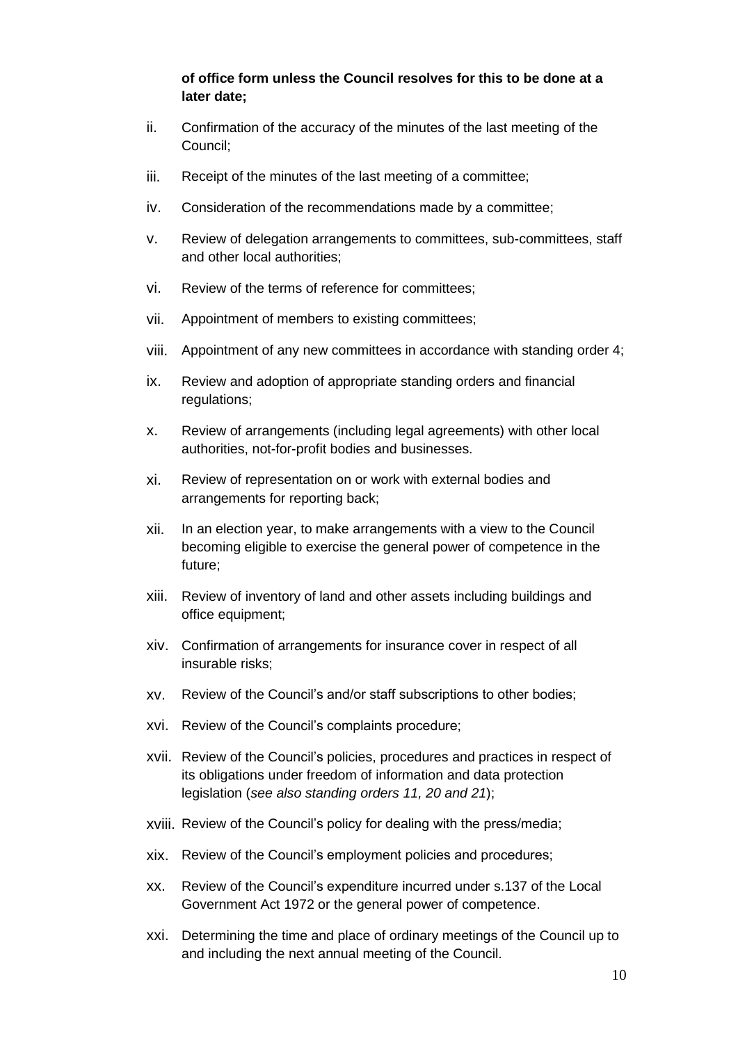**of office form unless the Council resolves for this to be done at a later date;**

ii. Confirmation of the accuracy of the minutes of the last meeting of the Council;

iii. Receipt of the minutes of the last meeting of a committee;

iv. Consideration of the recommendations made by a committee;

v. Review of delegation arrangements to committees, sub-committees, staff and other local authorities;

vi. Review of the terms of reference for committees;

vii. Appointment of members to existing committees;

viii. Appointment of any new committees in accordance with standing order 4;

ix. Review and adoption of appropriate standing orders and financial regulations;

x. Review of arrangements (including legal agreements) with other local authorities, not-for-profit bodies and businesses.

xi. Review of representation on or work with external bodies and arrangements for reporting back;

xii. In an election year, to make arrangements with a view to the Council becoming eligible to exercise the general power of competence in the future;

xiii. Review of inventory of land and other assets including buildings and office equipment;

xiv. Confirmation of arrangements for insurance cover in respect of all insurable risks;

xv. Review of the Council's and/or staff subscriptions to other bodies;

xvi. Review of the Council's complaints procedure;

xvii. Review of the Council's policies, procedures and practices in respect of its obligations under freedom of information and data protection legislation (*see also standing orders 11, 20 and 21*);

xviii. Review of the Council's policy for dealing with the press/media;

xix. Review of the Council's employment policies and procedures;

xx. Review of the Council's expenditure incurred under s.137 of the Local Government Act 1972 or the general power of competence.

xxi. Determining the time and place of ordinary meetings of the Council up to and including the next annual meeting of the Council.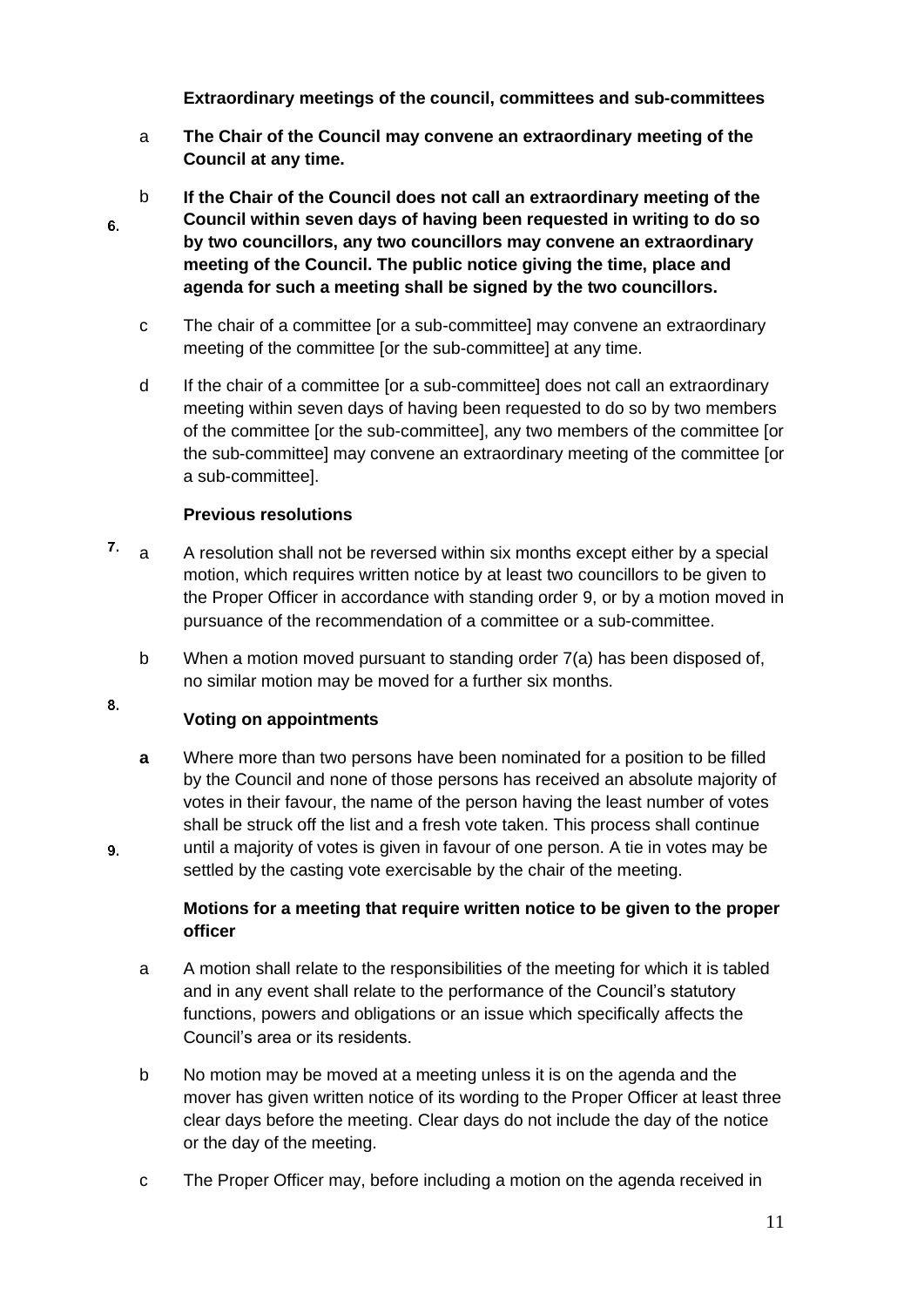6. **Extraordinary meetings of the council, committees and sub-committees**

a **The Chair of the Council may convene an extraordinary meeting of the Council at any time.**

b **If the Chair of the Council does not call an extraordinary meeting of the Council within seven days of having been requested in writing to do so by two councillors, any two councillors may convene an extraordinary meeting of the Council. The public notice giving the time, place and agenda for such a meeting shall be signed by the two councillors.**

c The chair of a committee [or a sub-committee] may convene an extraordinary meeting of the committee [or the sub-committee] at any time.

d If the chair of a committee [or a sub-committee] does not call an extraordinary meeting within seven days of having been requested to do so by two members of the committee [or the sub-committee], any two members of the committee [or the sub-committee] may convene an extraordinary meeting of the committee [or a sub-committee].

7. **Previous resolutions**

a A resolution shall not be reversed within six months except either by a special motion, which requires written notice by at least two councillors to be given to the Proper Officer in accordance with standing order 9, or by a motion moved in pursuance of the recommendation of a committee or a sub-committee.

b When a motion moved pursuant to standing order 7(a) has been disposed of, no similar motion may be moved for a further six months.

8. **Voting on appointments**

**a** Where more than two persons have been nominated for a position to be filled by the Council and none of those persons has received an absolute majority of votes in their favour, the name of the person having the least number of votes shall be struck off the list and a fresh vote taken. This process shall continue until a majority of votes is given in favour of one person. A tie in votes may be settled by the casting vote exercisable by the chair of the meeting.

9. **Motions for a meeting that require written notice to be given to the proper officer**

a A motion shall relate to the responsibilities of the meeting for which it is tabled and in any event shall relate to the performance of the Council's statutory functions, powers and obligations or an issue which specifically affects the Council's area or its residents.

b No motion may be moved at a meeting unless it is on the agenda and the mover has given written notice of its wording to the Proper Officer at least three clear days before the meeting. Clear days do not include the day of the notice or the day of the meeting.

c The Proper Officer may, before including a motion on the agenda received in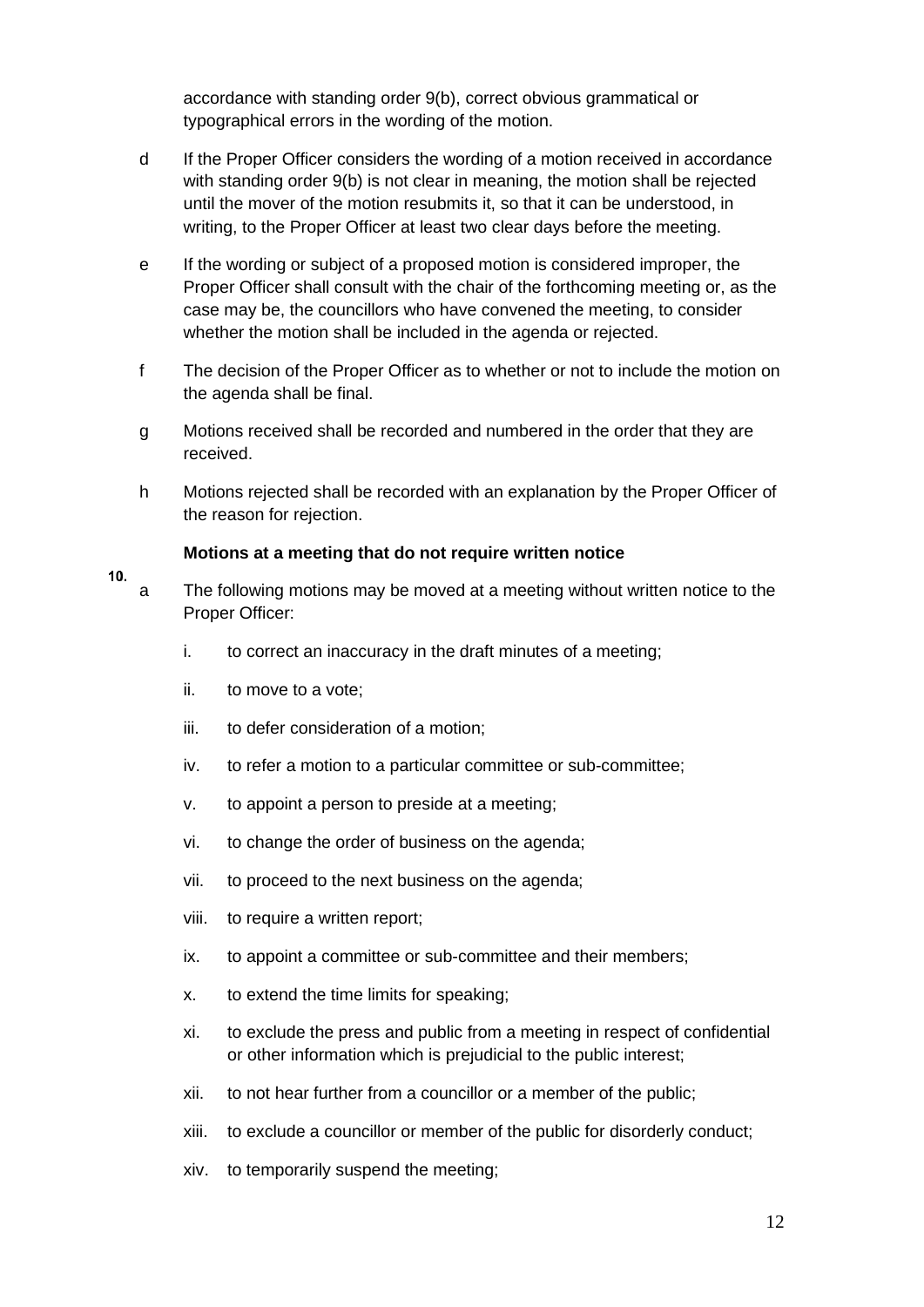accordance with standing order 9(b), correct obvious grammatical or typographical errors in the wording of the motion.

d If the Proper Officer considers the wording of a motion received in accordance with standing order 9(b) is not clear in meaning, the motion shall be rejected until the mover of the motion resubmits it, so that it can be understood, in writing, to the Proper Officer at least two clear days before the meeting.

e If the wording or subject of a proposed motion is considered improper, the Proper Officer shall consult with the chair of the forthcoming meeting or, as the case may be, the councillors who have convened the meeting, to consider whether the motion shall be included in the agenda or rejected.

f The decision of the Proper Officer as to whether or not to include the motion on the agenda shall be final.

g Motions received shall be recorded and numbered in the order that they are received.

h Motions rejected shall be recorded with an explanation by the Proper Officer of the reason for rejection.

**10. Motions at a meeting that do not require written notice**

a The following motions may be moved at a meeting without written notice to the Proper Officer:

i. to correct an inaccuracy in the draft minutes of a meeting;

ii. to move to a vote;

iii. to defer consideration of a motion;

iv. to refer a motion to a particular committee or sub-committee;

v. to appoint a person to preside at a meeting;

vi. to change the order of business on the agenda;

vii. to proceed to the next business on the agenda;

viii. to require a written report;

ix. to appoint a committee or sub-committee and their members;

x. to extend the time limits for speaking;

xi. to exclude the press and public from a meeting in respect of confidential or other information which is prejudicial to the public interest;

xii. to not hear further from a councillor or a member of the public;

xiii. to exclude a councillor or member of the public for disorderly conduct;

xiv. to temporarily suspend the meeting;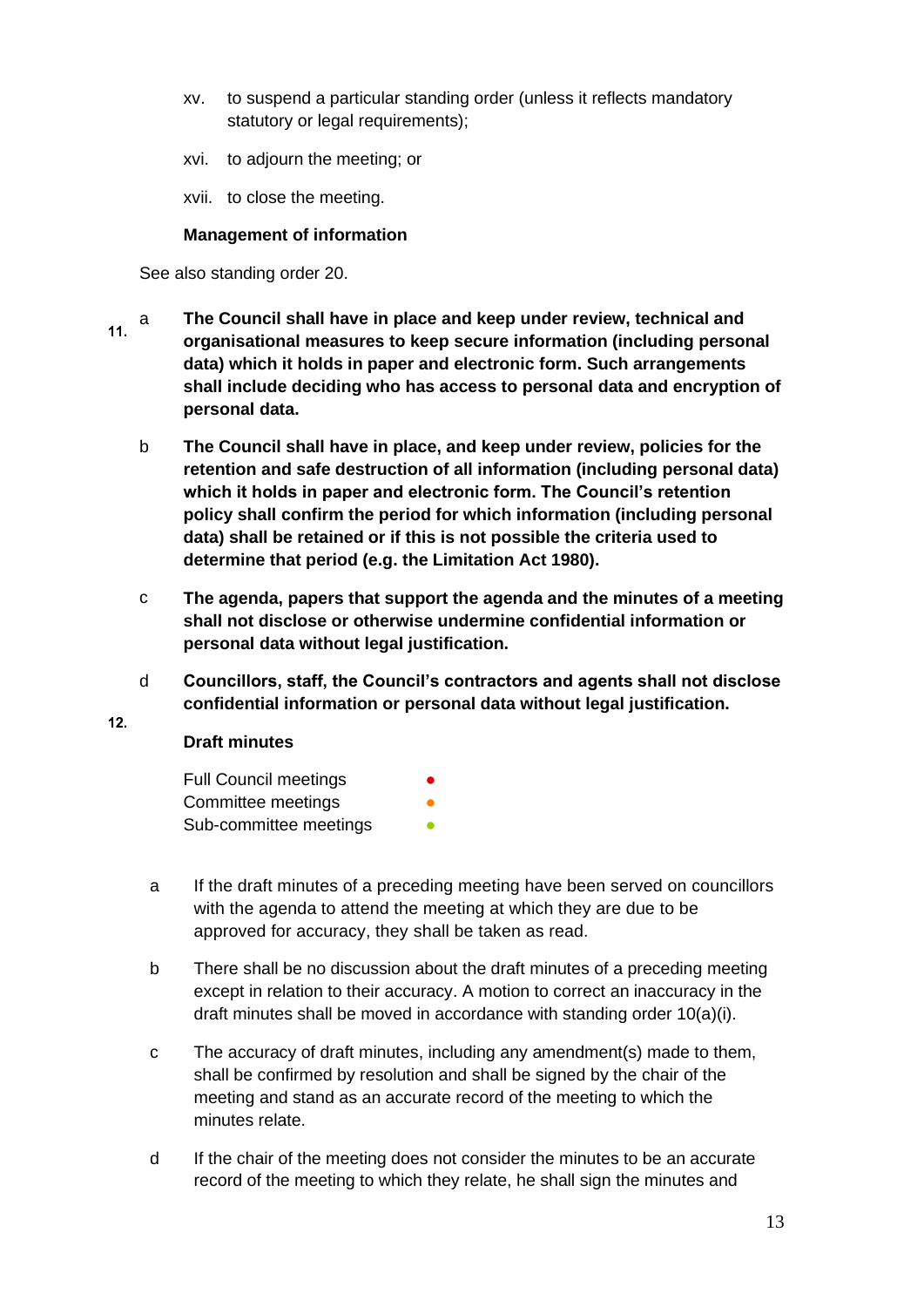xv. to suspend a particular standing order (unless it reflects mandatory statutory or legal requirements);

xvi. to adjourn the meeting; or

xvii. to close the meeting.

## 11. Management of information

See also standing order 20.

a **The Council shall have in place and keep under review, technical and organisational measures to keep secure information (including personal data) which it holds in paper and electronic form. Such arrangements shall include deciding who has access to personal data and encryption of personal data.**

b **The Council shall have in place, and keep under review, policies for the retention and safe destruction of all information (including personal data) which it holds in paper and electronic form. The Council's retention policy shall confirm the period for which information (including personal data) shall be retained or if this is not possible the criteria used to determine that period (e.g. the Limitation Act 1980).**

c **The agenda, papers that support the agenda and the minutes of a meeting shall not disclose or otherwise undermine confidential information or personal data without legal justification.**

d **Councillors, staff, the Council's contractors and agents shall not disclose confidential information or personal data without legal justification.**

## 12. Draft minutes

Full Council meetings ●
Committee meetings ●
Sub-committee meetings ●

a If the draft minutes of a preceding meeting have been served on councillors with the agenda to attend the meeting at which they are due to be approved for accuracy, they shall be taken as read.

b There shall be no discussion about the draft minutes of a preceding meeting except in relation to their accuracy. A motion to correct an inaccuracy in the draft minutes shall be moved in accordance with standing order 10(a)(i).

c The accuracy of draft minutes, including any amendment(s) made to them, shall be confirmed by resolution and shall be signed by the chair of the meeting and stand as an accurate record of the meeting to which the minutes relate.

d If the chair of the meeting does not consider the minutes to be an accurate record of the meeting to which they relate, he shall sign the minutes and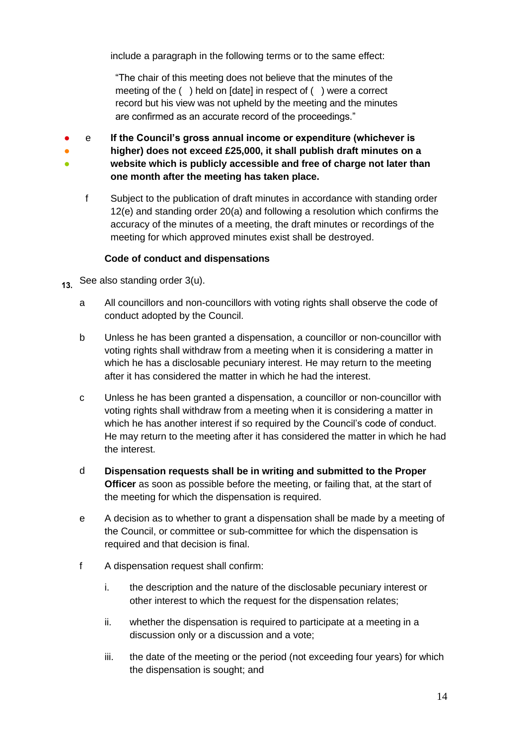include a paragraph in the following terms or to the same effect:

> "The chair of this meeting does not believe that the minutes of the meeting of the ( ) held on [date] in respect of ( ) were a correct record but his view was not upheld by the meeting and the minutes are confirmed as an accurate record of the proceedings."

e **If the Council's gross annual income or expenditure (whichever is higher) does not exceed £25,000, it shall publish draft minutes on a website which is publicly accessible and free of charge not later than one month after the meeting has taken place.**

f Subject to the publication of draft minutes in accordance with standing order 12(e) and standing order 20(a) and following a resolution which confirms the accuracy of the minutes of a meeting, the draft minutes or recordings of the meeting for which approved minutes exist shall be destroyed.

**Code of conduct and dispensations**

13. See also standing order 3(u).

a All councillors and non-councillors with voting rights shall observe the code of conduct adopted by the Council.

b Unless he has been granted a dispensation, a councillor or non-councillor with voting rights shall withdraw from a meeting when it is considering a matter in which he has a disclosable pecuniary interest. He may return to the meeting after it has considered the matter in which he had the interest.

c Unless he has been granted a dispensation, a councillor or non-councillor with voting rights shall withdraw from a meeting when it is considering a matter in which he has another interest if so required by the Council's code of conduct. He may return to the meeting after it has considered the matter in which he had the interest.

d **Dispensation requests shall be in writing and submitted to the Proper Officer** as soon as possible before the meeting, or failing that, at the start of the meeting for which the dispensation is required.

e A decision as to whether to grant a dispensation shall be made by a meeting of the Council, or committee or sub-committee for which the dispensation is required and that decision is final.

f A dispensation request shall confirm:

i. the description and the nature of the disclosable pecuniary interest or other interest to which the request for the dispensation relates;

ii. whether the dispensation is required to participate at a meeting in a discussion only or a discussion and a vote;

iii. the date of the meeting or the period (not exceeding four years) for which the dispensation is sought; and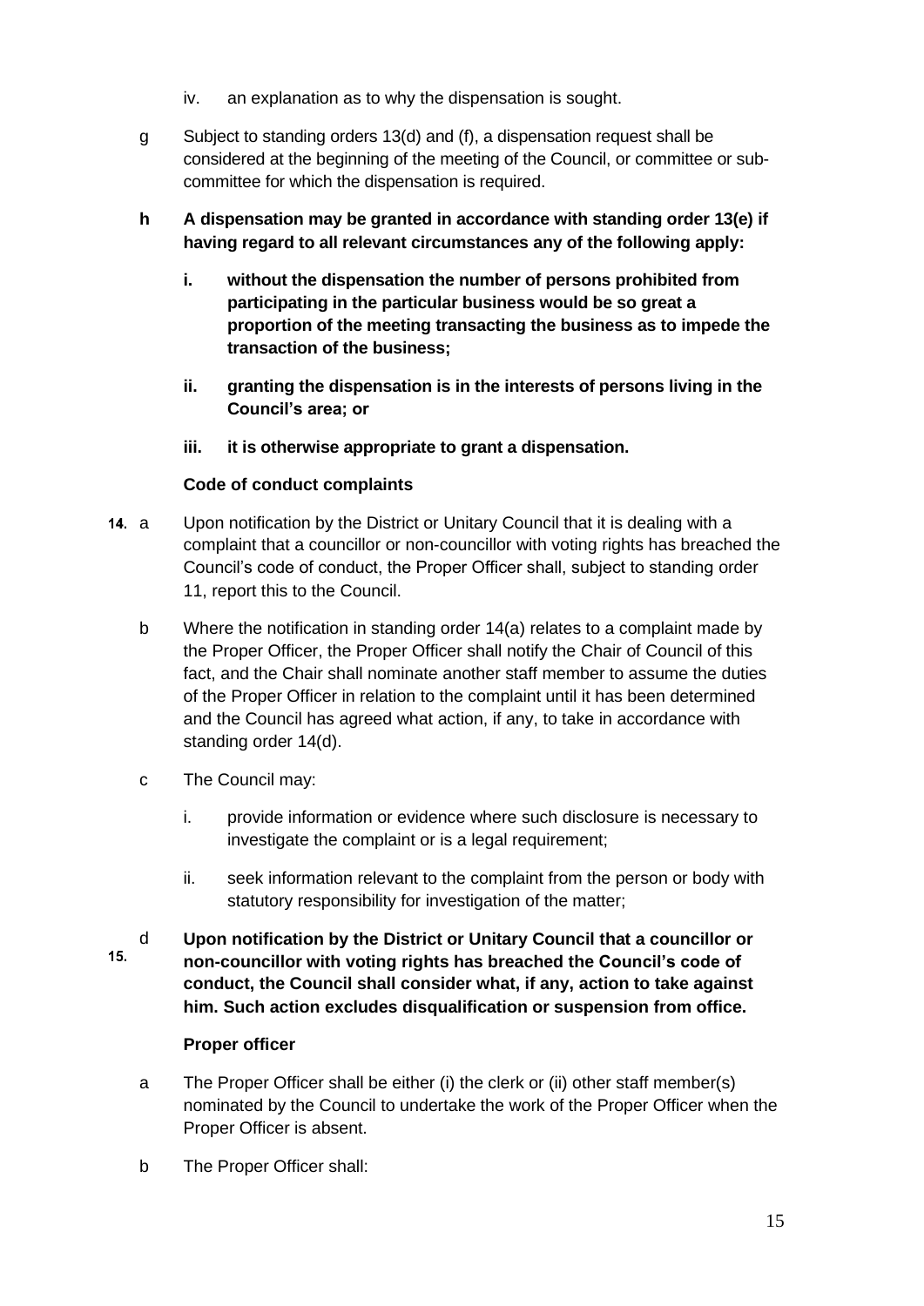iv. an explanation as to why the dispensation is sought.

g Subject to standing orders 13(d) and (f), a dispensation request shall be considered at the beginning of the meeting of the Council, or committee or sub-committee for which the dispensation is required.

**h A dispensation may be granted in accordance with standing order 13(e) if having regard to all relevant circumstances any of the following apply:**

**i. without the dispensation the number of persons prohibited from participating in the particular business would be so great a proportion of the meeting transacting the business as to impede the transaction of the business;**

**ii. granting the dispensation is in the interests of persons living in the Council's area; or**

**iii. it is otherwise appropriate to grant a dispensation.**

**Code of conduct complaints**

14. a Upon notification by the District or Unitary Council that it is dealing with a complaint that a councillor or non-councillor with voting rights has breached the Council's code of conduct, the Proper Officer shall, subject to standing order 11, report this to the Council.

b Where the notification in standing order 14(a) relates to a complaint made by the Proper Officer, the Proper Officer shall notify the Chair of Council of this fact, and the Chair shall nominate another staff member to assume the duties of the Proper Officer in relation to the complaint until it has been determined and the Council has agreed what action, if any, to take in accordance with standing order 14(d).

c The Council may:

i. provide information or evidence where such disclosure is necessary to investigate the complaint or is a legal requirement;

ii. seek information relevant to the complaint from the person or body with statutory responsibility for investigation of the matter;

**d Upon notification by the District or Unitary Council that a councillor or non-councillor with voting rights has breached the Council's code of conduct, the Council shall consider what, if any, action to take against him. Such action excludes disqualification or suspension from office.**

**Proper officer**

15. a The Proper Officer shall be either (i) the clerk or (ii) other staff member(s) nominated by the Council to undertake the work of the Proper Officer when the Proper Officer is absent.

b The Proper Officer shall: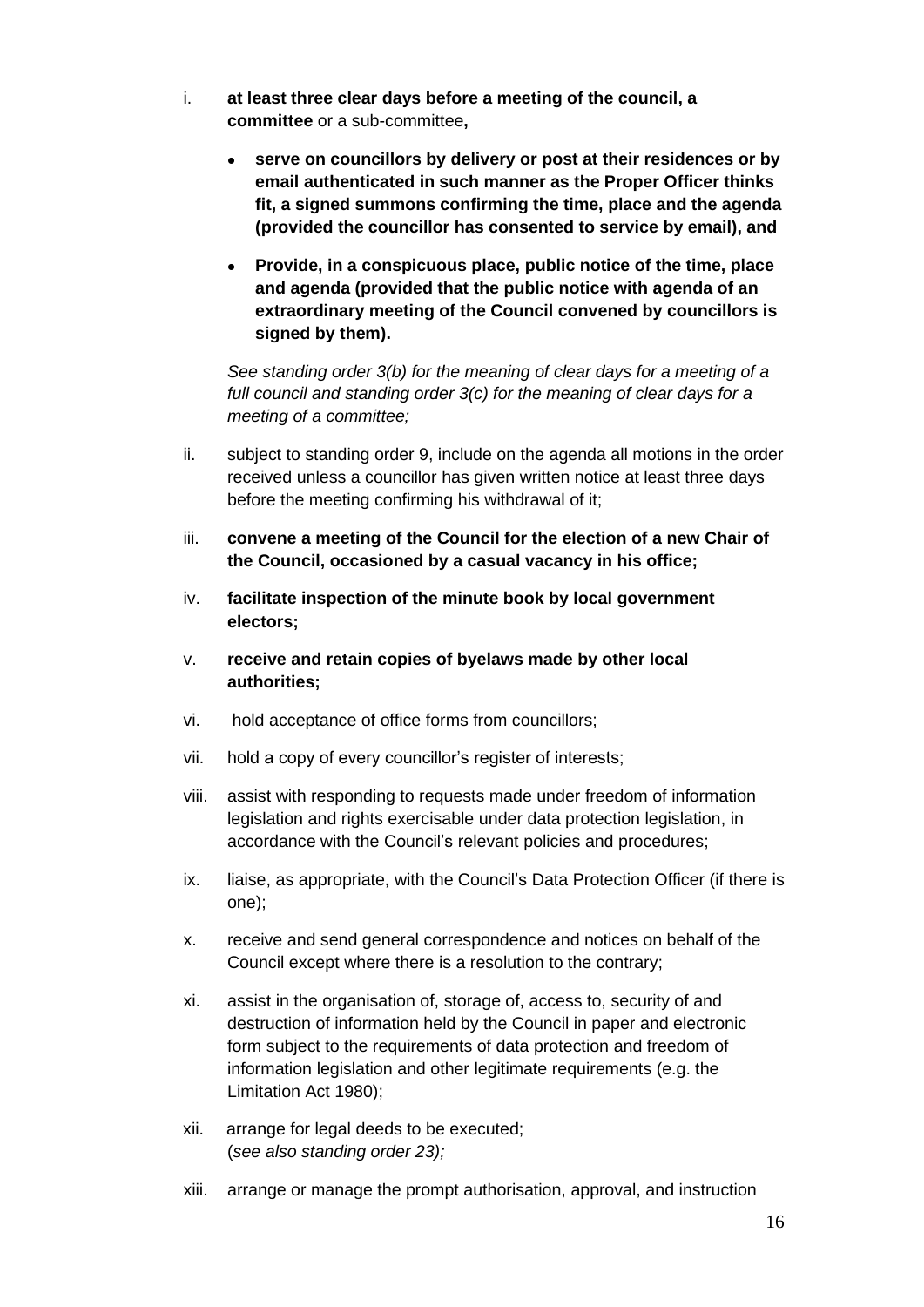i. **at least three clear days before a meeting of the council, a committee** or a sub-committee**,**

   - **serve on councillors by delivery or post at their residences or by email authenticated in such manner as the Proper Officer thinks fit, a signed summons confirming the time, place and the agenda (provided the councillor has consented to service by email), and**

   - **Provide, in a conspicuous place, public notice of the time, place and agenda (provided that the public notice with agenda of an extraordinary meeting of the Council convened by councillors is signed by them).**

   *See standing order 3(b) for the meaning of clear days for a meeting of a full council and standing order 3(c) for the meaning of clear days for a meeting of a committee;*

ii. subject to standing order 9, include on the agenda all motions in the order received unless a councillor has given written notice at least three days before the meeting confirming his withdrawal of it;

iii. **convene a meeting of the Council for the election of a new Chair of the Council, occasioned by a casual vacancy in his office;**

iv. **facilitate inspection of the minute book by local government electors;**

v. **receive and retain copies of byelaws made by other local authorities;**

vi. hold acceptance of office forms from councillors;

vii. hold a copy of every councillor's register of interests;

viii. assist with responding to requests made under freedom of information legislation and rights exercisable under data protection legislation, in accordance with the Council's relevant policies and procedures;

ix. liaise, as appropriate, with the Council's Data Protection Officer (if there is one);

x. receive and send general correspondence and notices on behalf of the Council except where there is a resolution to the contrary;

xi. assist in the organisation of, storage of, access to, security of and destruction of information held by the Council in paper and electronic form subject to the requirements of data protection and freedom of information legislation and other legitimate requirements (e.g. the Limitation Act 1980);

xii. arrange for legal deeds to be executed;
(*see also standing order 23);*

xiii. arrange or manage the prompt authorisation, approval, and instruction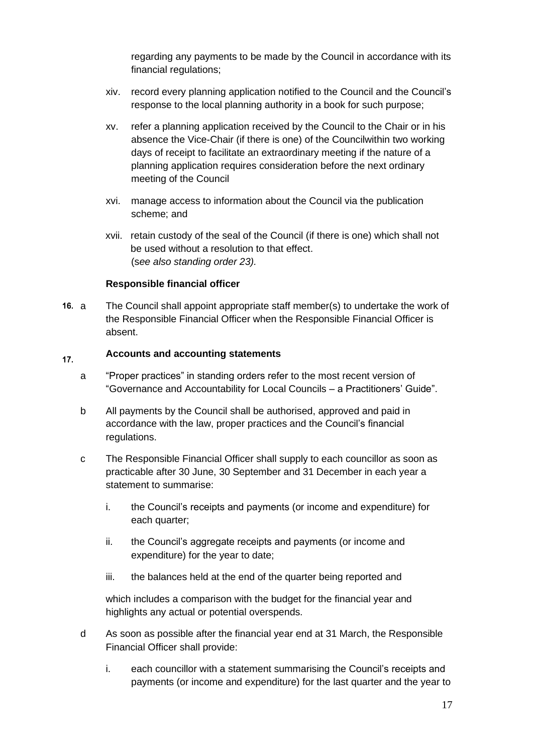regarding any payments to be made by the Council in accordance with its financial regulations;

xiv. record every planning application notified to the Council and the Council's response to the local planning authority in a book for such purpose;

xv. refer a planning application received by the Council to the Chair or in his absence the Vice-Chair (if there is one) of the Councilwithin two working days of receipt to facilitate an extraordinary meeting if the nature of a planning application requires consideration before the next ordinary meeting of the Council

xvi. manage access to information about the Council via the publication scheme; and

xvii. retain custody of the seal of the Council (if there is one) which shall not be used without a resolution to that effect.
(s*ee also standing order 23).*

**Responsible financial officer**

16. a The Council shall appoint appropriate staff member(s) to undertake the work of the Responsible Financial Officer when the Responsible Financial Officer is absent.

17. **Accounts and accounting statements**

a "Proper practices" in standing orders refer to the most recent version of "Governance and Accountability for Local Councils – a Practitioners' Guide".

b All payments by the Council shall be authorised, approved and paid in accordance with the law, proper practices and the Council's financial regulations.

c The Responsible Financial Officer shall supply to each councillor as soon as practicable after 30 June, 30 September and 31 December in each year a statement to summarise:

i. the Council's receipts and payments (or income and expenditure) for each quarter;

ii. the Council's aggregate receipts and payments (or income and expenditure) for the year to date;

iii. the balances held at the end of the quarter being reported and

which includes a comparison with the budget for the financial year and highlights any actual or potential overspends.

d As soon as possible after the financial year end at 31 March, the Responsible Financial Officer shall provide:

i. each councillor with a statement summarising the Council's receipts and payments (or income and expenditure) for the last quarter and the year to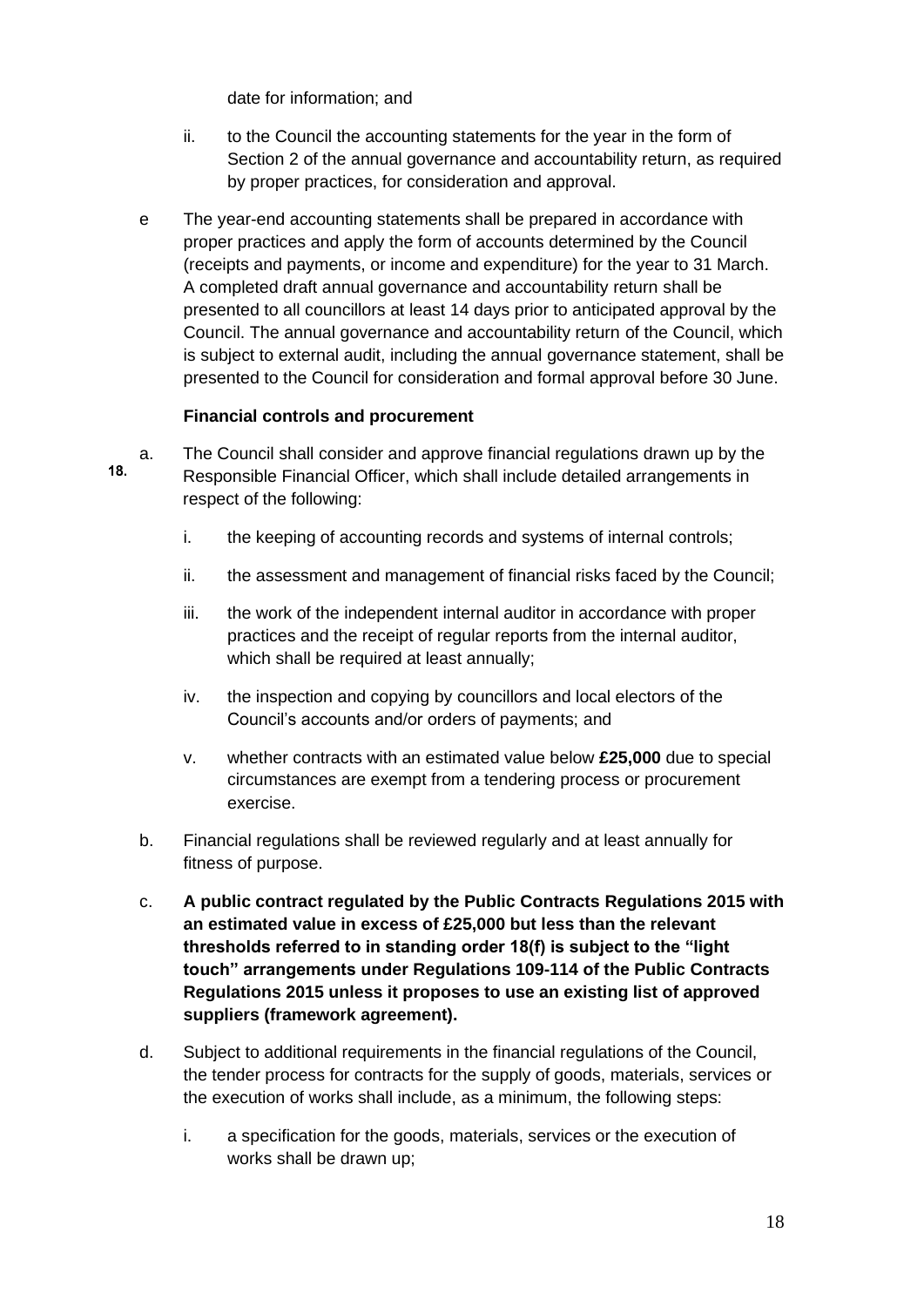date for information; and

ii. to the Council the accounting statements for the year in the form of Section 2 of the annual governance and accountability return, as required by proper practices, for consideration and approval.

e The year-end accounting statements shall be prepared in accordance with proper practices and apply the form of accounts determined by the Council (receipts and payments, or income and expenditure) for the year to 31 March. A completed draft annual governance and accountability return shall be presented to all councillors at least 14 days prior to anticipated approval by the Council. The annual governance and accountability return of the Council, which is subject to external audit, including the annual governance statement, shall be presented to the Council for consideration and formal approval before 30 June.

**18. Financial controls and procurement**

a. The Council shall consider and approve financial regulations drawn up by the Responsible Financial Officer, which shall include detailed arrangements in respect of the following:

   i. the keeping of accounting records and systems of internal controls;

   ii. the assessment and management of financial risks faced by the Council;

   iii. the work of the independent internal auditor in accordance with proper practices and the receipt of regular reports from the internal auditor, which shall be required at least annually;

   iv. the inspection and copying by councillors and local electors of the Council's accounts and/or orders of payments; and

   v. whether contracts with an estimated value below **£25,000** due to special circumstances are exempt from a tendering process or procurement exercise.

b. Financial regulations shall be reviewed regularly and at least annually for fitness of purpose.

c. **A public contract regulated by the Public Contracts Regulations 2015 with an estimated value in excess of £25,000 but less than the relevant thresholds referred to in standing order 18(f) is subject to the "light touch" arrangements under Regulations 109-114 of the Public Contracts Regulations 2015 unless it proposes to use an existing list of approved suppliers (framework agreement).**

d. Subject to additional requirements in the financial regulations of the Council, the tender process for contracts for the supply of goods, materials, services or the execution of works shall include, as a minimum, the following steps:

   i. a specification for the goods, materials, services or the execution of works shall be drawn up;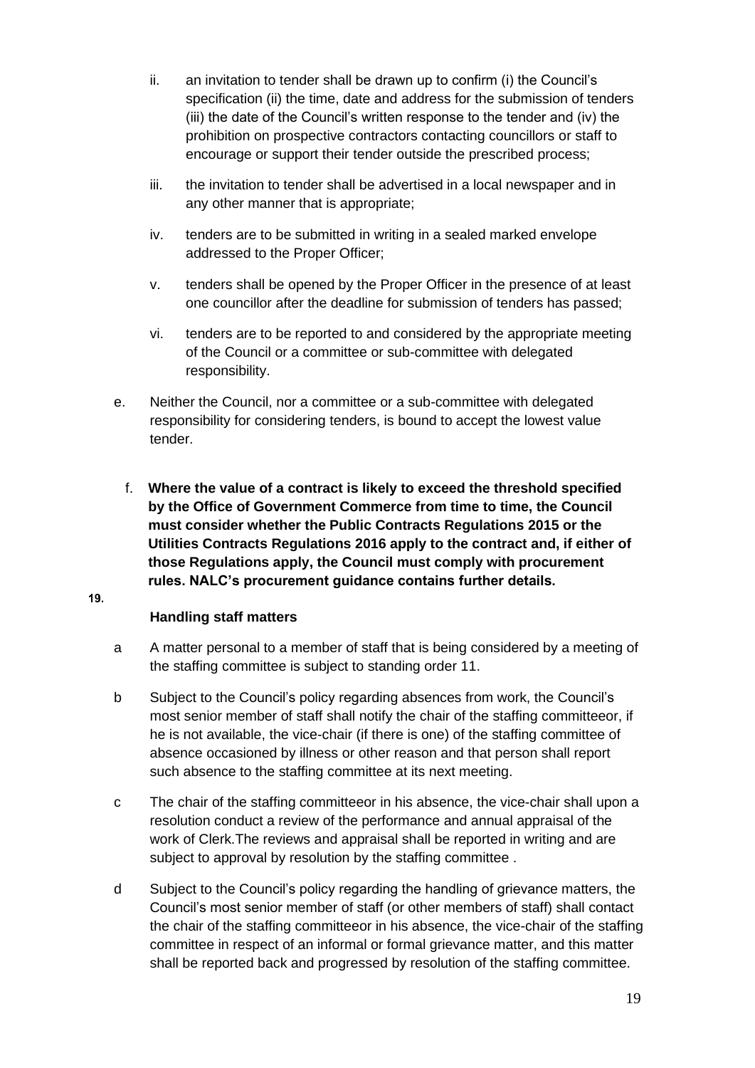ii. an invitation to tender shall be drawn up to confirm (i) the Council's specification (ii) the time, date and address for the submission of tenders (iii) the date of the Council's written response to the tender and (iv) the prohibition on prospective contractors contacting councillors or staff to encourage or support their tender outside the prescribed process;

iii. the invitation to tender shall be advertised in a local newspaper and in any other manner that is appropriate;

iv. tenders are to be submitted in writing in a sealed marked envelope addressed to the Proper Officer;

v. tenders shall be opened by the Proper Officer in the presence of at least one councillor after the deadline for submission of tenders has passed;

vi. tenders are to be reported to and considered by the appropriate meeting of the Council or a committee or sub-committee with delegated responsibility.

e. Neither the Council, nor a committee or a sub-committee with delegated responsibility for considering tenders, is bound to accept the lowest value tender.

f. **Where the value of a contract is likely to exceed the threshold specified by the Office of Government Commerce from time to time, the Council must consider whether the Public Contracts Regulations 2015 or the Utilities Contracts Regulations 2016 apply to the contract and, if either of those Regulations apply, the Council must comply with procurement rules. NALC's procurement guidance contains further details.**

## 19. Handling staff matters

a A matter personal to a member of staff that is being considered by a meeting of the staffing committee is subject to standing order 11.

b Subject to the Council's policy regarding absences from work, the Council's most senior member of staff shall notify the chair of the staffing committeeor, if he is not available, the vice-chair (if there is one) of the staffing committee of absence occasioned by illness or other reason and that person shall report such absence to the staffing committee at its next meeting.

c The chair of the staffing committeeor in his absence, the vice-chair shall upon a resolution conduct a review of the performance and annual appraisal of the work of Clerk.The reviews and appraisal shall be reported in writing and are subject to approval by resolution by the staffing committee .

d Subject to the Council's policy regarding the handling of grievance matters, the Council's most senior member of staff (or other members of staff) shall contact the chair of the staffing committeeor in his absence, the vice-chair of the staffing committee in respect of an informal or formal grievance matter, and this matter shall be reported back and progressed by resolution of the staffing committee.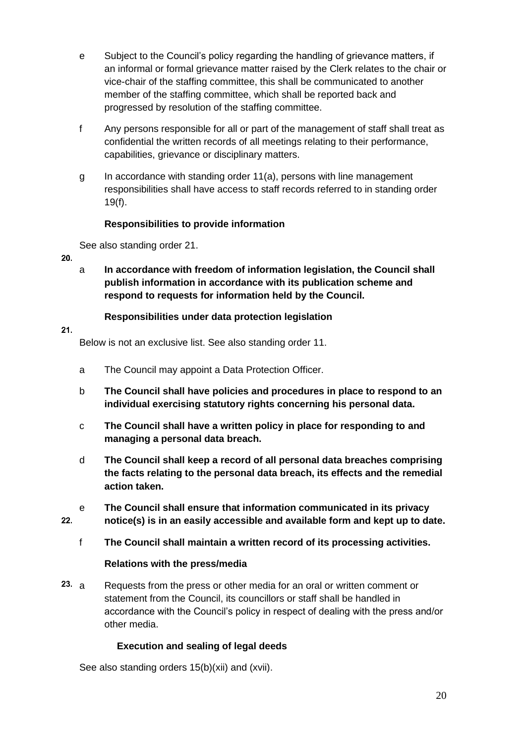e Subject to the Council's policy regarding the handling of grievance matters, if an informal or formal grievance matter raised by the Clerk relates to the chair or vice-chair of the staffing committee, this shall be communicated to another member of the staffing committee, which shall be reported back and progressed by resolution of the staffing committee.

f Any persons responsible for all or part of the management of staff shall treat as confidential the written records of all meetings relating to their performance, capabilities, grievance or disciplinary matters.

g In accordance with standing order 11(a), persons with line management responsibilities shall have access to staff records referred to in standing order 19(f).

**20. Responsibilities to provide information**

See also standing order 21.

a **In accordance with freedom of information legislation, the Council shall publish information in accordance with its publication scheme and respond to requests for information held by the Council.**

**21. Responsibilities under data protection legislation**

Below is not an exclusive list. See also standing order 11.

a The Council may appoint a Data Protection Officer.

b **The Council shall have policies and procedures in place to respond to an individual exercising statutory rights concerning his personal data.**

c **The Council shall have a written policy in place for responding to and managing a personal data breach.**

d **The Council shall keep a record of all personal data breaches comprising the facts relating to the personal data breach, its effects and the remedial action taken.**

e **The Council shall ensure that information communicated in its privacy notice(s) is in an easily accessible and available form and kept up to date.**

f **The Council shall maintain a written record of its processing activities.**

**22. Relations with the press/media**

23\. a Requests from the press or other media for an oral or written comment or statement from the Council, its councillors or staff shall be handled in accordance with the Council's policy in respect of dealing with the press and/or other media.

**Execution and sealing of legal deeds**

See also standing orders 15(b)(xii) and (xvii).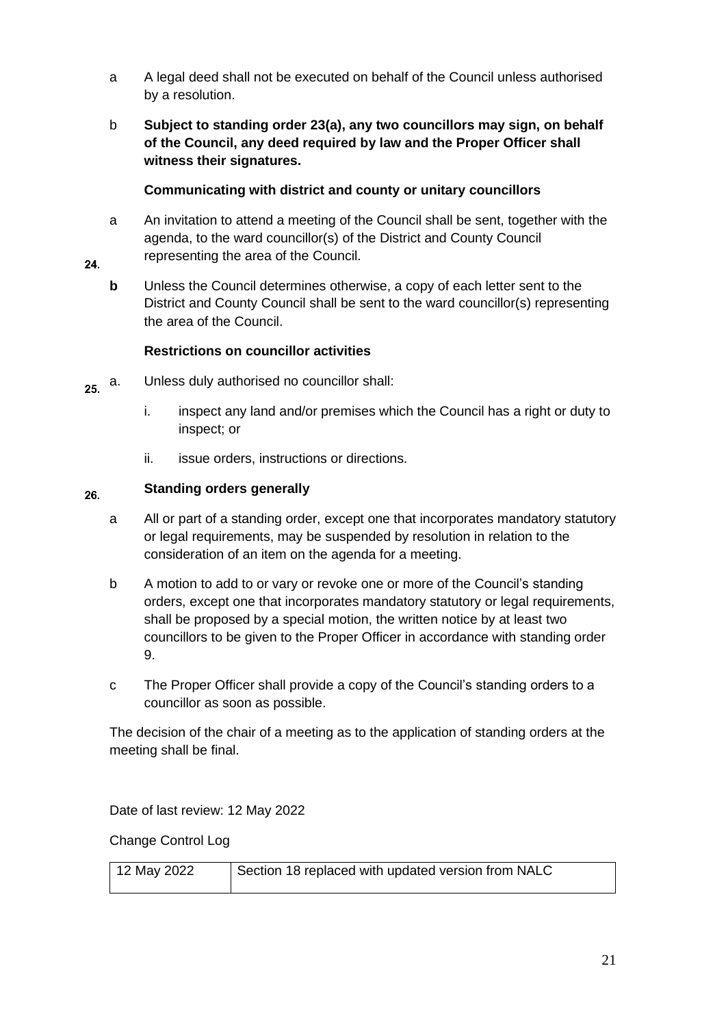a A legal deed shall not be executed on behalf of the Council unless authorised by a resolution.

b **Subject to standing order 23(a), any two councillors may sign, on behalf of the Council, any deed required by law and the Proper Officer shall witness their signatures.**

**24. Communicating with district and county or unitary councillors**

a An invitation to attend a meeting of the Council shall be sent, together with the agenda, to the ward councillor(s) of the District and County Council representing the area of the Council.

**b** Unless the Council determines otherwise, a copy of each letter sent to the District and County Council shall be sent to the ward councillor(s) representing the area of the Council.

**25. Restrictions on councillor activities**

a. Unless duly authorised no councillor shall:

i. inspect any land and/or premises which the Council has a right or duty to inspect; or

ii. issue orders, instructions or directions.

**26. Standing orders generally**

a All or part of a standing order, except one that incorporates mandatory statutory or legal requirements, may be suspended by resolution in relation to the consideration of an item on the agenda for a meeting.

b A motion to add to or vary or revoke one or more of the Council's standing orders, except one that incorporates mandatory statutory or legal requirements, shall be proposed by a special motion, the written notice by at least two councillors to be given to the Proper Officer in accordance with standing order 9.

c The Proper Officer shall provide a copy of the Council's standing orders to a councillor as soon as possible.

The decision of the chair of a meeting as to the application of standing orders at the meeting shall be final.

Date of last review: 12 May 2022

Change Control Log

| | |
|---|---|
| 12 May 2022 | Section 18 replaced with updated version from NALC |